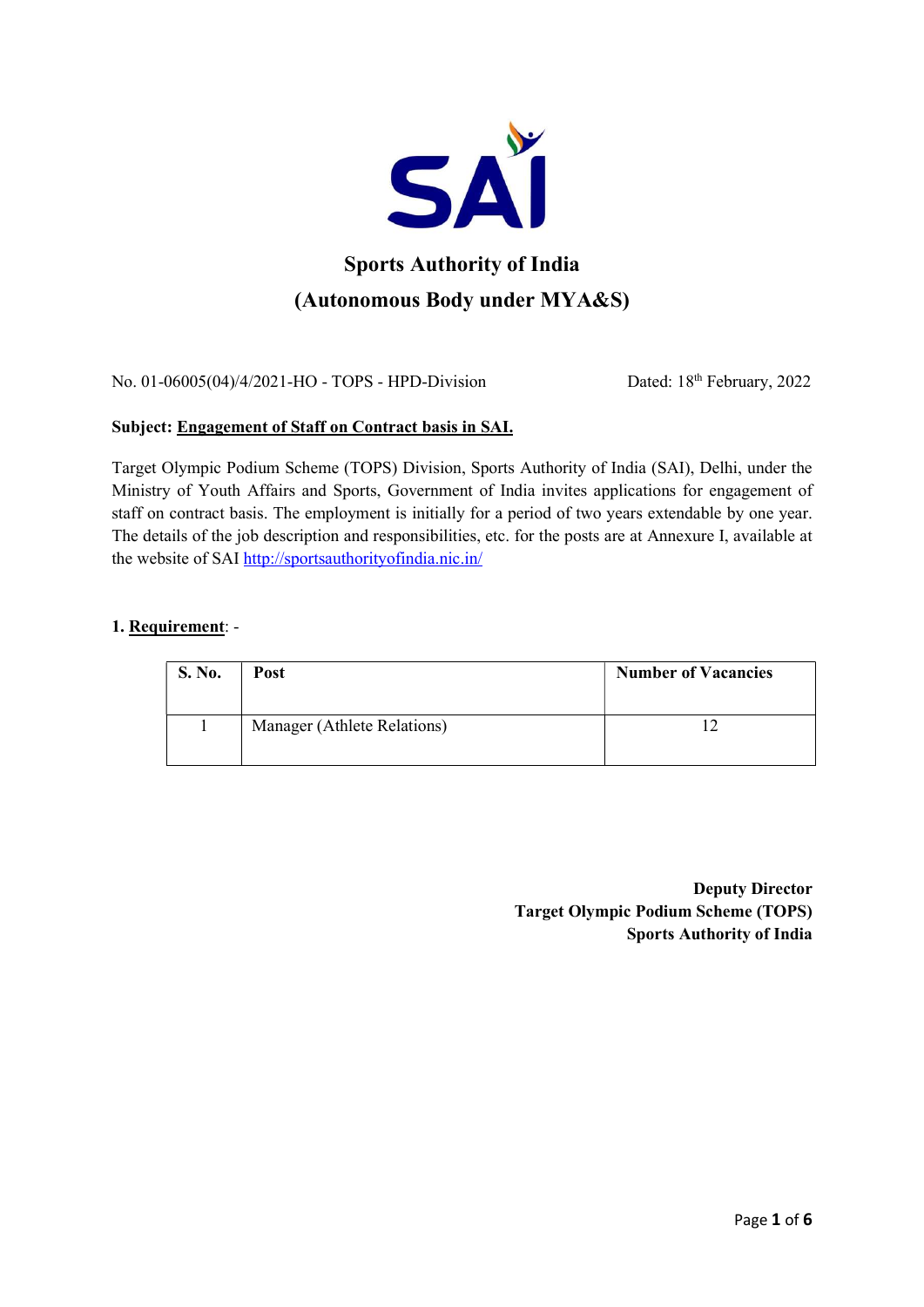# Sports Authority of India

## (Autonomous Body under MYA&S)

No. 01-06005(04)/4/2021-HO - TOPS - HPD-Division Dated: 18th February, 2022

**Subject: Engagement of Staff on Contract basis in SAI.**

Target Olympic Podium Scheme (TOPS) Division, Sports Authority of India (SAI), Delhi, under the Ministry of Youth Affairs and Sports, Government of India invites applications for engagement of staff on contract basis. The employment is initially for a period of two years extendable by one year. The details of the job description and responsibilities, etc. for the posts are at Annexure I, available at the website of SAI http://sportsauthorityofindia.nic.in/

**1. Requirement**: -

| S. No. | Post | Number of Vacancies |
|---|---|---|
| 1 | Manager (Athlete Relations) | 12 |

**Deputy Director**
**Target Olympic Podium Scheme (TOPS)**
**Sports Authority of India**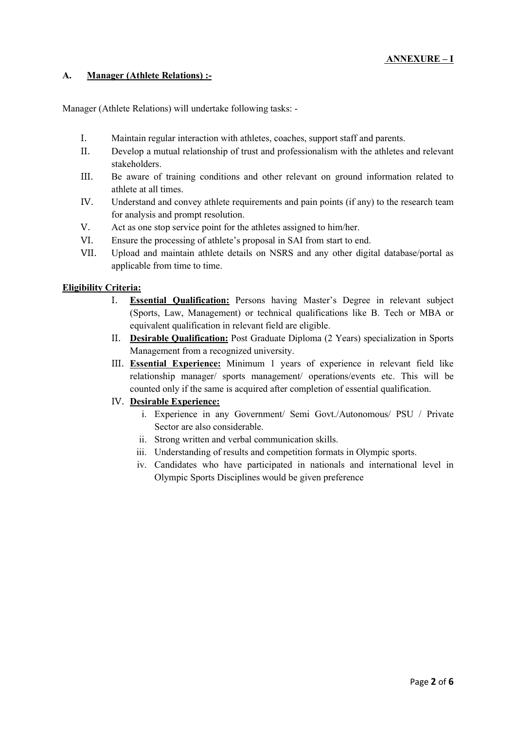**ANNEXURE – I**

## A. Manager (Athlete Relations) :-

Manager (Athlete Relations) will undertake following tasks: -

I. Maintain regular interaction with athletes, coaches, support staff and parents.

II. Develop a mutual relationship of trust and professionalism with the athletes and relevant stakeholders.

III. Be aware of training conditions and other relevant on ground information related to athlete at all times.

IV. Understand and convey athlete requirements and pain points (if any) to the research team for analysis and prompt resolution.

V. Act as one stop service point for the athletes assigned to him/her.

VI. Ensure the processing of athlete's proposal in SAI from start to end.

VII. Upload and maintain athlete details on NSRS and any other digital database/portal as applicable from time to time.

**Eligibility Criteria:**

I. **Essential Qualification:** Persons having Master's Degree in relevant subject (Sports, Law, Management) or technical qualifications like B. Tech or MBA or equivalent qualification in relevant field are eligible.

II. **Desirable Qualification:** Post Graduate Diploma (2 Years) specialization in Sports Management from a recognized university.

III. **Essential Experience:** Minimum 1 years of experience in relevant field like relationship manager/ sports management/ operations/events etc. This will be counted only if the same is acquired after completion of essential qualification.

IV. **Desirable Experience:**

   i. Experience in any Government/ Semi Govt./Autonomous/ PSU / Private Sector are also considerable.

   ii. Strong written and verbal communication skills.

   iii. Understanding of results and competition formats in Olympic sports.

   iv. Candidates who have participated in nationals and international level in Olympic Sports Disciplines would be given preference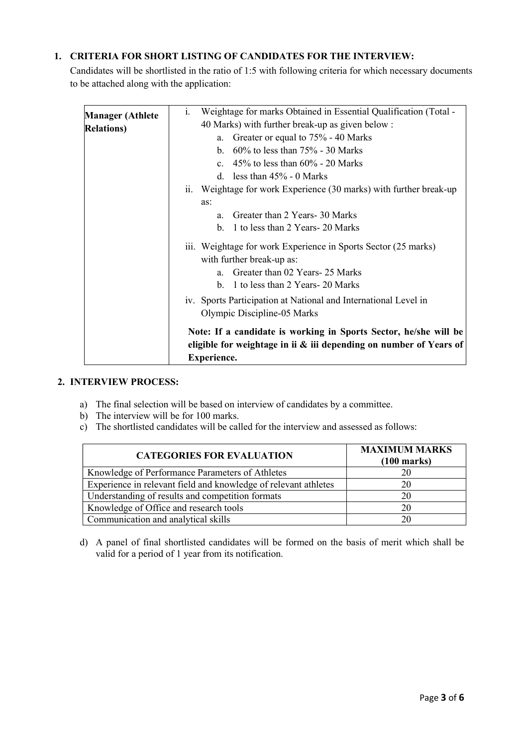## 1. CRITERIA FOR SHORT LISTING OF CANDIDATES FOR THE INTERVIEW:

Candidates will be shortlisted in the ratio of 1:5 with following criteria for which necessary documents to be attached along with the application:

| **Manager (Athlete Relations)** | i. Weightage for marks Obtained in Essential Qualification (Total - 40 Marks) with further break-up as given below :<br>a. Greater or equal to 75% - 40 Marks<br>b. 60% to less than 75% - 30 Marks<br>c. 45% to less than 60% - 20 Marks<br>d. less than 45% - 0 Marks<br>ii. Weightage for work Experience (30 marks) with further break-up as:<br>a. Greater than 2 Years- 30 Marks<br>b. 1 to less than 2 Years- 20 Marks<br>iii. Weightage for work Experience in Sports Sector (25 marks) with further break-up as:<br>a. Greater than 02 Years- 25 Marks<br>b. 1 to less than 2 Years- 20 Marks<br>iv. Sports Participation at National and International Level in Olympic Discipline-05 Marks<br>**Note: If a candidate is working in Sports Sector, he/she will be eligible for weightage in ii & iii depending on number of Years of Experience.** |
|---|---|

## 2. INTERVIEW PROCESS:

a) The final selection will be based on interview of candidates by a committee.
b) The interview will be for 100 marks.
c) The shortlisted candidates will be called for the interview and assessed as follows:

| **CATEGORIES FOR EVALUATION** | **MAXIMUM MARKS (100 marks)** |
|---|---|
| Knowledge of Performance Parameters of Athletes | 20 |
| Experience in relevant field and knowledge of relevant athletes | 20 |
| Understanding of results and competition formats | 20 |
| Knowledge of Office and research tools | 20 |
| Communication and analytical skills | 20 |

d) A panel of final shortlisted candidates will be formed on the basis of merit which shall be valid for a period of 1 year from its notification.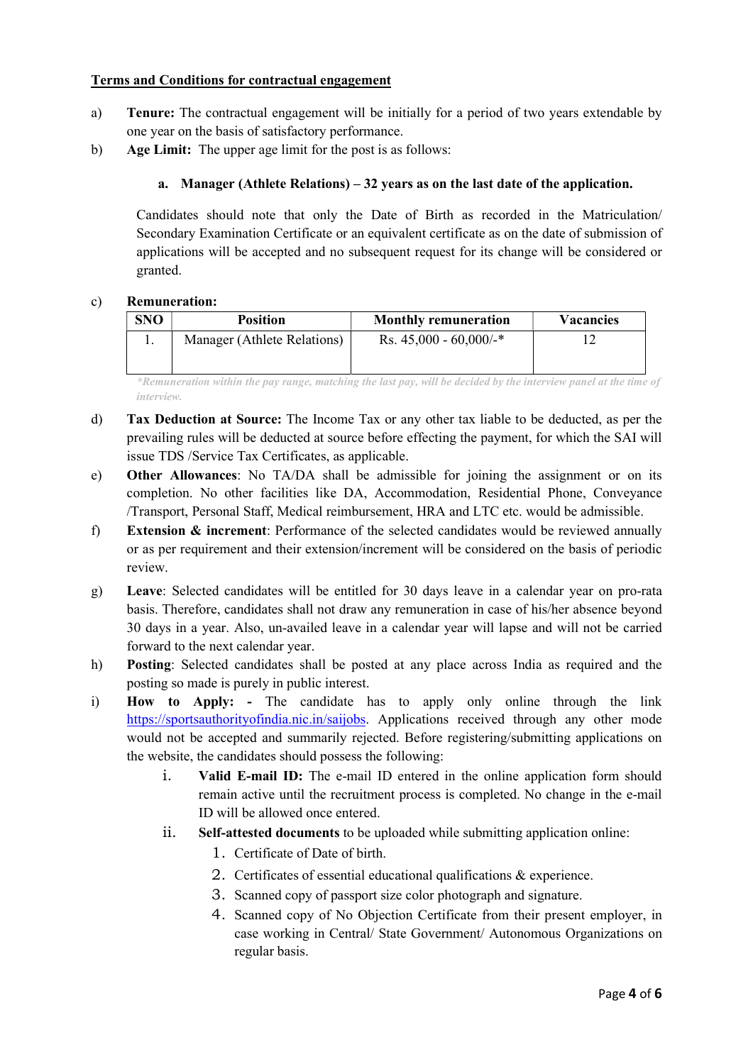**Terms and Conditions for contractual engagement**

a) **Tenure:** The contractual engagement will be initially for a period of two years extendable by one year on the basis of satisfactory performance.

b) **Age Limit:** The upper age limit for the post is as follows:

   a. **Manager (Athlete Relations) – 32 years as on the last date of the application.**

   Candidates should note that only the Date of Birth as recorded in the Matriculation/ Secondary Examination Certificate or an equivalent certificate as on the date of submission of applications will be accepted and no subsequent request for its change will be considered or granted.

c) **Remuneration:**

| SNO | Position | Monthly remuneration | Vacancies |
|---|---|---|---|
| 1. | Manager (Athlete Relations) | Rs. 45,000 - 60,000/-* | 12 |

*\*Remuneration within the pay range, matching the last pay, will be decided by the interview panel at the time of interview.*

d) **Tax Deduction at Source:** The Income Tax or any other tax liable to be deducted, as per the prevailing rules will be deducted at source before effecting the payment, for which the SAI will issue TDS /Service Tax Certificates, as applicable.

e) **Other Allowances**: No TA/DA shall be admissible for joining the assignment or on its completion. No other facilities like DA, Accommodation, Residential Phone, Conveyance /Transport, Personal Staff, Medical reimbursement, HRA and LTC etc. would be admissible.

f) **Extension & increment**: Performance of the selected candidates would be reviewed annually or as per requirement and their extension/increment will be considered on the basis of periodic review.

g) **Leave**: Selected candidates will be entitled for 30 days leave in a calendar year on pro-rata basis. Therefore, candidates shall not draw any remuneration in case of his/her absence beyond 30 days in a year. Also, un-availed leave in a calendar year will lapse and will not be carried forward to the next calendar year.

h) **Posting**: Selected candidates shall be posted at any place across India as required and the posting so made is purely in public interest.

i) **How to Apply: -** The candidate has to apply only online through the link https://sportsauthorityofindia.nic.in/saijobs. Applications received through any other mode would not be accepted and summarily rejected. Before registering/submitting applications on the website, the candidates should possess the following:

   i. **Valid E-mail ID:** The e-mail ID entered in the online application form should remain active until the recruitment process is completed. No change in the e-mail ID will be allowed once entered.

   ii. **Self-attested documents** to be uploaded while submitting application online:

      1. Certificate of Date of birth.
      2. Certificates of essential educational qualifications & experience.
      3. Scanned copy of passport size color photograph and signature.
      4. Scanned copy of No Objection Certificate from their present employer, in case working in Central/ State Government/ Autonomous Organizations on regular basis.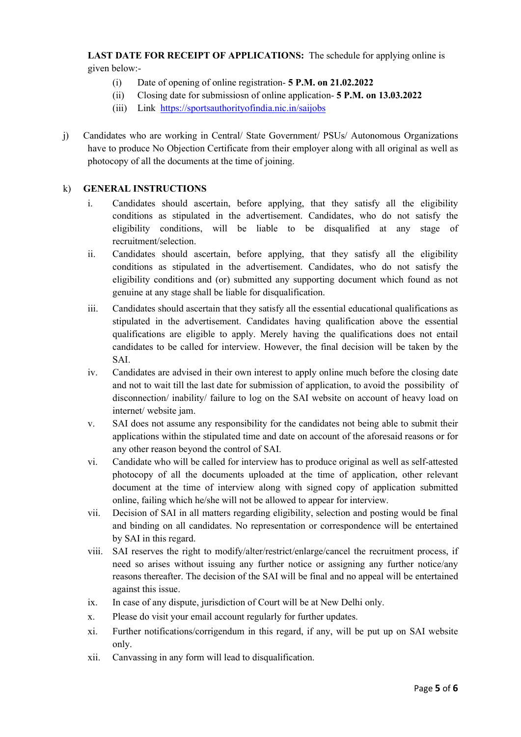**LAST DATE FOR RECEIPT OF APPLICATIONS:** The schedule for applying online is given below:-

(i) Date of opening of online registration- **5 P.M. on 21.02.2022**

(ii) Closing date for submissiosn of online application- **5 P.M. on 13.03.2022**

(iii) Link https://sportsauthorityofindia.nic.in/saijobs

j) Candidates who are working in Central/ State Government/ PSUs/ Autonomous Organizations have to produce No Objection Certificate from their employer along with all original as well as photocopy of all the documents at the time of joining.

k) **GENERAL INSTRUCTIONS**

i. Candidates should ascertain, before applying, that they satisfy all the eligibility conditions as stipulated in the advertisement. Candidates, who do not satisfy the eligibility conditions, will be liable to be disqualified at any stage of recruitment/selection.

ii. Candidates should ascertain, before applying, that they satisfy all the eligibility conditions as stipulated in the advertisement. Candidates, who do not satisfy the eligibility conditions and (or) submitted any supporting document which found as not genuine at any stage shall be liable for disqualification.

iii. Candidates should ascertain that they satisfy all the essential educational qualifications as stipulated in the advertisement. Candidates having qualification above the essential qualifications are eligible to apply. Merely having the qualifications does not entail candidates to be called for interview. However, the final decision will be taken by the SAI.

iv. Candidates are advised in their own interest to apply online much before the closing date and not to wait till the last date for submission of application, to avoid the possibility of disconnection/ inability/ failure to log on the SAI website on account of heavy load on internet/ website jam.

v. SAI does not assume any responsibility for the candidates not being able to submit their applications within the stipulated time and date on account of the aforesaid reasons or for any other reason beyond the control of SAI.

vi. Candidate who will be called for interview has to produce original as well as self-attested photocopy of all the documents uploaded at the time of application, other relevant document at the time of interview along with signed copy of application submitted online, failing which he/she will not be allowed to appear for interview.

vii. Decision of SAI in all matters regarding eligibility, selection and posting would be final and binding on all candidates. No representation or correspondence will be entertained by SAI in this regard.

viii. SAI reserves the right to modify/alter/restrict/enlarge/cancel the recruitment process, if need so arises without issuing any further notice or assigning any further notice/any reasons thereafter. The decision of the SAI will be final and no appeal will be entertained against this issue.

ix. In case of any dispute, jurisdiction of Court will be at New Delhi only.

x. Please do visit your email account regularly for further updates.

xi. Further notifications/corrigendum in this regard, if any, will be put up on SAI website only.

xii. Canvassing in any form will lead to disqualification.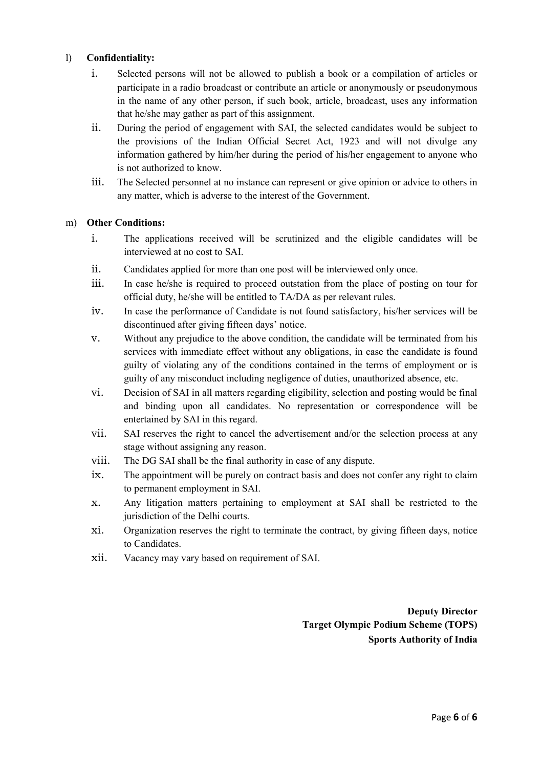l) **Confidentiality:**

i. Selected persons will not be allowed to publish a book or a compilation of articles or participate in a radio broadcast or contribute an article or anonymously or pseudonymous in the name of any other person, if such book, article, broadcast, uses any information that he/she may gather as part of this assignment.

ii. During the period of engagement with SAI, the selected candidates would be subject to the provisions of the Indian Official Secret Act, 1923 and will not divulge any information gathered by him/her during the period of his/her engagement to anyone who is not authorized to know.

iii. The Selected personnel at no instance can represent or give opinion or advice to others in any matter, which is adverse to the interest of the Government.

m) **Other Conditions:**

i. The applications received will be scrutinized and the eligible candidates will be interviewed at no cost to SAI.

ii. Candidates applied for more than one post will be interviewed only once.

iii. In case he/she is required to proceed outstation from the place of posting on tour for official duty, he/she will be entitled to TA/DA as per relevant rules.

iv. In case the performance of Candidate is not found satisfactory, his/her services will be discontinued after giving fifteen days' notice.

v. Without any prejudice to the above condition, the candidate will be terminated from his services with immediate effect without any obligations, in case the candidate is found guilty of violating any of the conditions contained in the terms of employment or is guilty of any misconduct including negligence of duties, unauthorized absence, etc.

vi. Decision of SAI in all matters regarding eligibility, selection and posting would be final and binding upon all candidates. No representation or correspondence will be entertained by SAI in this regard.

vii. SAI reserves the right to cancel the advertisement and/or the selection process at any stage without assigning any reason.

viii. The DG SAI shall be the final authority in case of any dispute.

ix. The appointment will be purely on contract basis and does not confer any right to claim to permanent employment in SAI.

x. Any litigation matters pertaining to employment at SAI shall be restricted to the jurisdiction of the Delhi courts.

xi. Organization reserves the right to terminate the contract, by giving fifteen days, notice to Candidates.

xii. Vacancy may vary based on requirement of SAI.

**Deputy Director**
**Target Olympic Podium Scheme (TOPS)**
**Sports Authority of India**